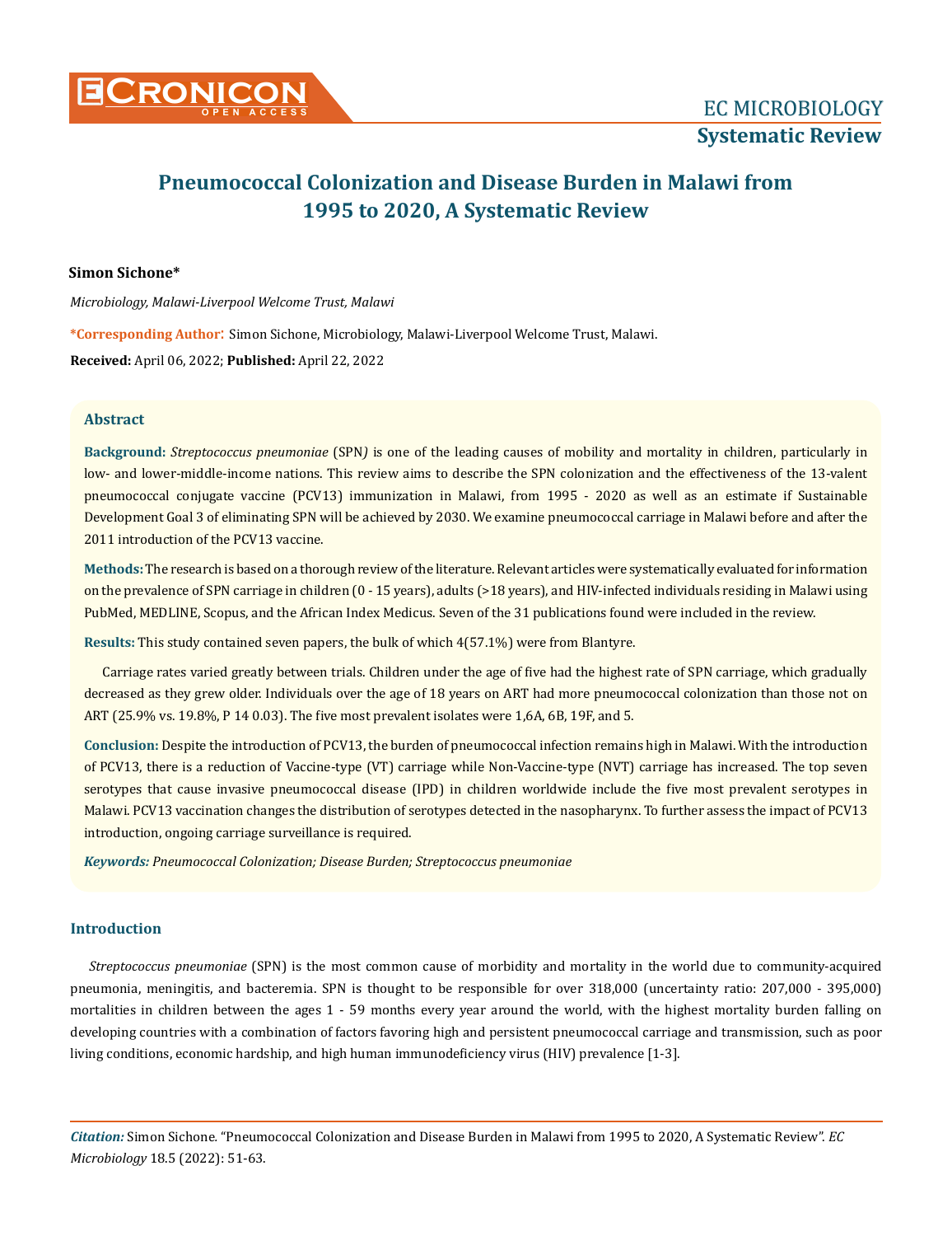# Pneumococcal Colonization and Disease Burden in Malawi from 1995 to 2020, A Systematic Review

**Simon Sichone***

*Microbiology, Malawi-Liverpool Welcome Trust, Malawi*

**\*Corresponding Author:** Simon Sichone, Microbiology, Malawi-Liverpool Welcome Trust, Malawi.

**Received:** April 06, 2022; **Published:** April 22, 2022

## Abstract

**Background:** *Streptococcus pneumoniae* (SPN*)* is one of the leading causes of mobility and mortality in children, particularly in low- and lower-middle-income nations. This review aims to describe the SPN colonization and the effectiveness of the 13-valent pneumococcal conjugate vaccine (PCV13) immunization in Malawi, from 1995 - 2020 as well as an estimate if Sustainable Development Goal 3 of eliminating SPN will be achieved by 2030. We examine pneumococcal carriage in Malawi before and after the 2011 introduction of the PCV13 vaccine.

**Methods:** The research is based on a thorough review of the literature. Relevant articles were systematically evaluated for information on the prevalence of SPN carriage in children (0 - 15 years), adults (>18 years), and HIV-infected individuals residing in Malawi using PubMed, MEDLINE, Scopus, and the African Index Medicus. Seven of the 31 publications found were included in the review.

**Results:** This study contained seven papers, the bulk of which 4(57.1%) were from Blantyre.

Carriage rates varied greatly between trials. Children under the age of five had the highest rate of SPN carriage, which gradually decreased as they grew older. Individuals over the age of 18 years on ART had more pneumococcal colonization than those not on ART (25.9% vs. 19.8%, P 14 0.03). The five most prevalent isolates were 1,6A, 6B, 19F, and 5.

**Conclusion:** Despite the introduction of PCV13, the burden of pneumococcal infection remains high in Malawi. With the introduction of PCV13, there is a reduction of Vaccine-type (VT) carriage while Non-Vaccine-type (NVT) carriage has increased. The top seven serotypes that cause invasive pneumococcal disease (IPD) in children worldwide include the five most prevalent serotypes in Malawi. PCV13 vaccination changes the distribution of serotypes detected in the nasopharynx. To further assess the impact of PCV13 introduction, ongoing carriage surveillance is required.

***Keywords:*** *Pneumococcal Colonization; Disease Burden; Streptococcus pneumoniae*

## Introduction

*Streptococcus pneumoniae* (SPN) is the most common cause of morbidity and mortality in the world due to community-acquired pneumonia, meningitis, and bacteremia. SPN is thought to be responsible for over 318,000 (uncertainty ratio: 207,000 - 395,000) mortalities in children between the ages 1 - 59 months every year around the world, with the highest mortality burden falling on developing countries with a combination of factors favoring high and persistent pneumococcal carriage and transmission, such as poor living conditions, economic hardship, and high human immunodeficiency virus (HIV) prevalence [1-3].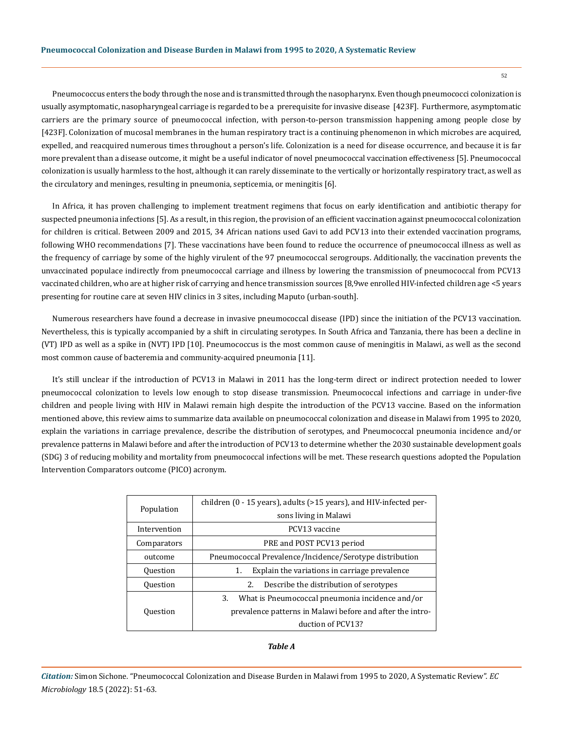Pneumococcus enters the body through the nose and is transmitted through the nasopharynx. Even though pneumococci colonization is usually asymptomatic, nasopharyngeal carriage is regarded to be a prerequisite for invasive disease [423F]. Furthermore, asymptomatic carriers are the primary source of pneumococcal infection, with person-to-person transmission happening among people close by [423F]. Colonization of mucosal membranes in the human respiratory tract is a continuing phenomenon in which microbes are acquired, expelled, and reacquired numerous times throughout a person's life. Colonization is a need for disease occurrence, and because it is far more prevalent than a disease outcome, it might be a useful indicator of novel pneumococcal vaccination effectiveness [5]. Pneumococcal colonization is usually harmless to the host, although it can rarely disseminate to the vertically or horizontally respiratory tract, as well as the circulatory and meninges, resulting in pneumonia, septicemia, or meningitis [6].

In Africa, it has proven challenging to implement treatment regimens that focus on early identification and antibiotic therapy for suspected pneumonia infections [5]. As a result, in this region, the provision of an efficient vaccination against pneumococcal colonization for children is critical. Between 2009 and 2015, 34 African nations used Gavi to add PCV13 into their extended vaccination programs, following WHO recommendations [7]. These vaccinations have been found to reduce the occurrence of pneumococcal illness as well as the frequency of carriage by some of the highly virulent of the 97 pneumococcal serogroups. Additionally, the vaccination prevents the unvaccinated populace indirectly from pneumococcal carriage and illness by lowering the transmission of pneumococcal from PCV13 vaccinated children, who are at higher risk of carrying and hence transmission sources [8,9we enrolled HIV-infected children age <5 years presenting for routine care at seven HIV clinics in 3 sites, including Maputo (urban-south].

Numerous researchers have found a decrease in invasive pneumococcal disease (IPD) since the initiation of the PCV13 vaccination. Nevertheless, this is typically accompanied by a shift in circulating serotypes. In South Africa and Tanzania, there has been a decline in (VT) IPD as well as a spike in (NVT) IPD [10]. Pneumococcus is the most common cause of meningitis in Malawi, as well as the second most common cause of bacteremia and community-acquired pneumonia [11].

It's still unclear if the introduction of PCV13 in Malawi in 2011 has the long-term direct or indirect protection needed to lower pneumococcal colonization to levels low enough to stop disease transmission. Pneumococcal infections and carriage in under-five children and people living with HIV in Malawi remain high despite the introduction of the PCV13 vaccine. Based on the information mentioned above, this review aims to summarize data available on pneumococcal colonization and disease in Malawi from 1995 to 2020, explain the variations in carriage prevalence, describe the distribution of serotypes, and Pneumococcal pneumonia incidence and/or prevalence patterns in Malawi before and after the introduction of PCV13 to determine whether the 2030 sustainable development goals (SDG) 3 of reducing mobility and mortality from pneumococcal infections will be met. These research questions adopted the Population Intervention Comparators outcome (PICO) acronym.

| Population | children (0 - 15 years), adults (>15 years), and HIV-infected persons living in Malawi |
|---|---|
| Intervention | PCV13 vaccine |
| Comparators | PRE and POST PCV13 period |
| outcome | Pneumococcal Prevalence/Incidence/Serotype distribution |
| Question | 1. Explain the variations in carriage prevalence |
| Question | 2. Describe the distribution of serotypes |
| Question | 3. What is Pneumococcal pneumonia incidence and/or prevalence patterns in Malawi before and after the introduction of PCV13? |

***Table A***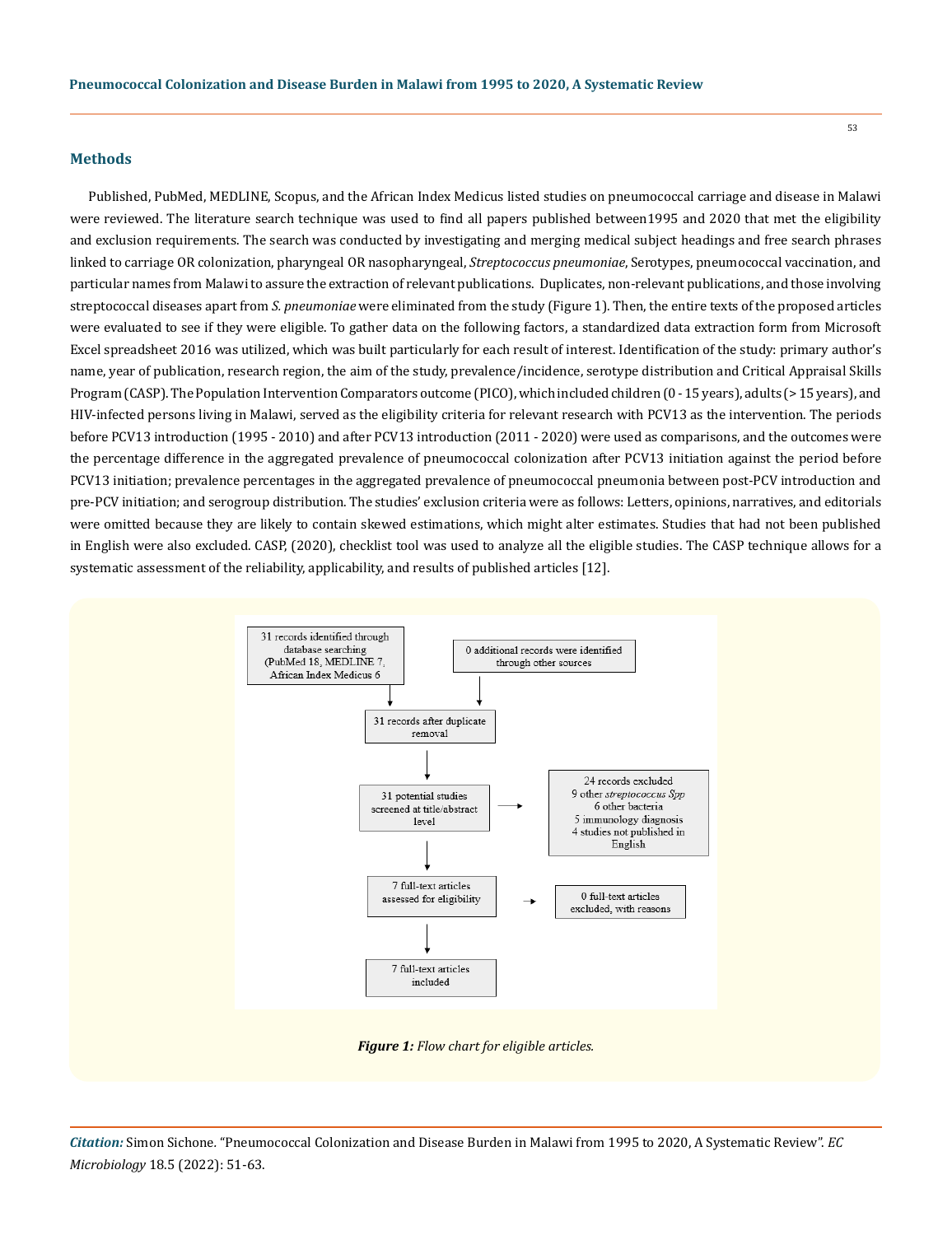## Methods

Published, PubMed, MEDLINE, Scopus, and the African Index Medicus listed studies on pneumococcal carriage and disease in Malawi were reviewed. The literature search technique was used to find all papers published between1995 and 2020 that met the eligibility and exclusion requirements. The search was conducted by investigating and merging medical subject headings and free search phrases linked to carriage OR colonization, pharyngeal OR nasopharyngeal, *Streptococcus pneumoniae*, Serotypes, pneumococcal vaccination, and particular names from Malawi to assure the extraction of relevant publications. Duplicates, non-relevant publications, and those involving streptococcal diseases apart from *S. pneumoniae* were eliminated from the study (Figure 1). Then, the entire texts of the proposed articles were evaluated to see if they were eligible. To gather data on the following factors, a standardized data extraction form from Microsoft Excel spreadsheet 2016 was utilized, which was built particularly for each result of interest. Identification of the study: primary author's name, year of publication, research region, the aim of the study, prevalence/incidence, serotype distribution and Critical Appraisal Skills Program (CASP). The Population Intervention Comparators outcome (PICO), which included children (0 - 15 years), adults (> 15 years), and HIV-infected persons living in Malawi, served as the eligibility criteria for relevant research with PCV13 as the intervention. The periods before PCV13 introduction (1995 - 2010) and after PCV13 introduction (2011 - 2020) were used as comparisons, and the outcomes were the percentage difference in the aggregated prevalence of pneumococcal colonization after PCV13 initiation against the period before PCV13 initiation; prevalence percentages in the aggregated prevalence of pneumococcal pneumonia between post-PCV introduction and pre-PCV initiation; and serogroup distribution. The studies' exclusion criteria were as follows: Letters, opinions, narratives, and editorials were omitted because they are likely to contain skewed estimations, which might alter estimates. Studies that had not been published in English were also excluded. CASP, (2020), checklist tool was used to analyze all the eligible studies. The CASP technique allows for a systematic assessment of the reliability, applicability, and results of published articles [12].

31 records identified through database searching (PubMed 18, MEDLINE 7, African Index Medicus 6)

0 additional records were identified through other sources

31 records after duplicate removal

31 potential studies screened at title/abstract level

24 records excluded
9 other *streptococcus Spp*
6 other bacteria
5 immunology diagnosis
4 studies not published in English

7 full-text articles assessed for eligibility

0 full-text articles excluded, with reasons

7 full-text articles included

***Figure 1:*** *Flow chart for eligible articles.*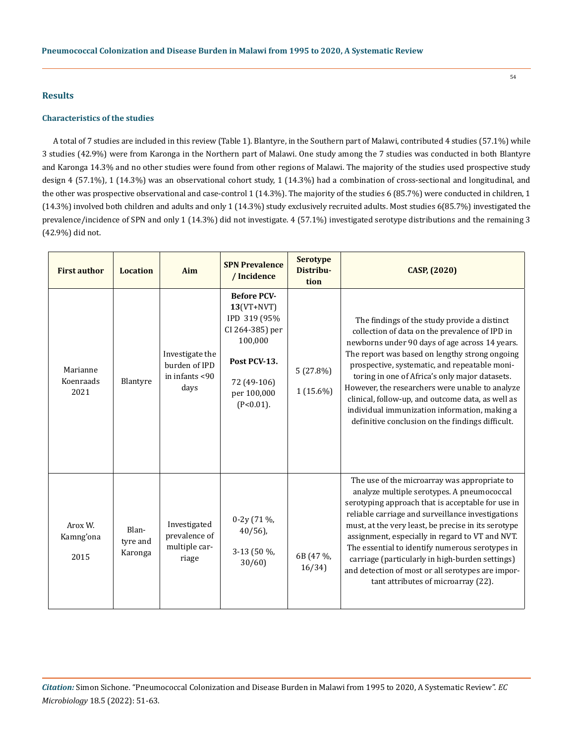## Results

### Characteristics of the studies

A total of 7 studies are included in this review (Table 1). Blantyre, in the Southern part of Malawi, contributed 4 studies (57.1%) while 3 studies (42.9%) were from Karonga in the Northern part of Malawi. One study among the 7 studies was conducted in both Blantyre and Karonga 14.3% and no other studies were found from other regions of Malawi. The majority of the studies used prospective study design 4 (57.1%), 1 (14.3%) was an observational cohort study, 1 (14.3%) had a combination of cross-sectional and longitudinal, and the other was prospective observational and case-control 1 (14.3%). The majority of the studies 6 (85.7%) were conducted in children, 1 (14.3%) involved both children and adults and only 1 (14.3%) study exclusively recruited adults. Most studies 6(85.7%) investigated the prevalence/incidence of SPN and only 1 (14.3%) did not investigate. 4 (57.1%) investigated serotype distributions and the remaining 3 (42.9%) did not.

| First author | Location | Aim | SPN Prevalence / Incidence | Serotype Distribution | CASP, (2020) |
|---|---|---|---|---|---|
| Marianne Koenraads 2021 | Blantyre | Investigate the burden of IPD in infants <90 days | **Before PCV-13**(VT+NVT) IPD 319 (95% CI 264-385) per 100,000 **Post PCV-13.** 72 (49-106) per 100,000 (P<0.01). | 5 (27.8%) 1 (15.6%) | The findings of the study provide a distinct collection of data on the prevalence of IPD in newborns under 90 days of age across 14 years. The report was based on lengthy strong ongoing prospective, systematic, and repeatable monitoring in one of Africa's only major datasets. However, the researchers were unable to analyze clinical, follow-up, and outcome data, as well as individual immunization information, making a definitive conclusion on the findings difficult. |
| Arox W. Kamng'ona 2015 | Blantyre and Karonga | Investigated prevalence of multiple carriage | 0-2y (71 %, 40/56), 3-13 (50 %, 30/60) | 6B (47 %, 16/34) | The use of the microarray was appropriate to analyze multiple serotypes. A pneumococcal serotyping approach that is acceptable for use in reliable carriage and surveillance investigations must, at the very least, be precise in its serotype assignment, especially in regard to VT and NVT. The essential to identify numerous serotypes in carriage (particularly in high-burden settings) and detection of most or all serotypes are important attributes of microarray (22). |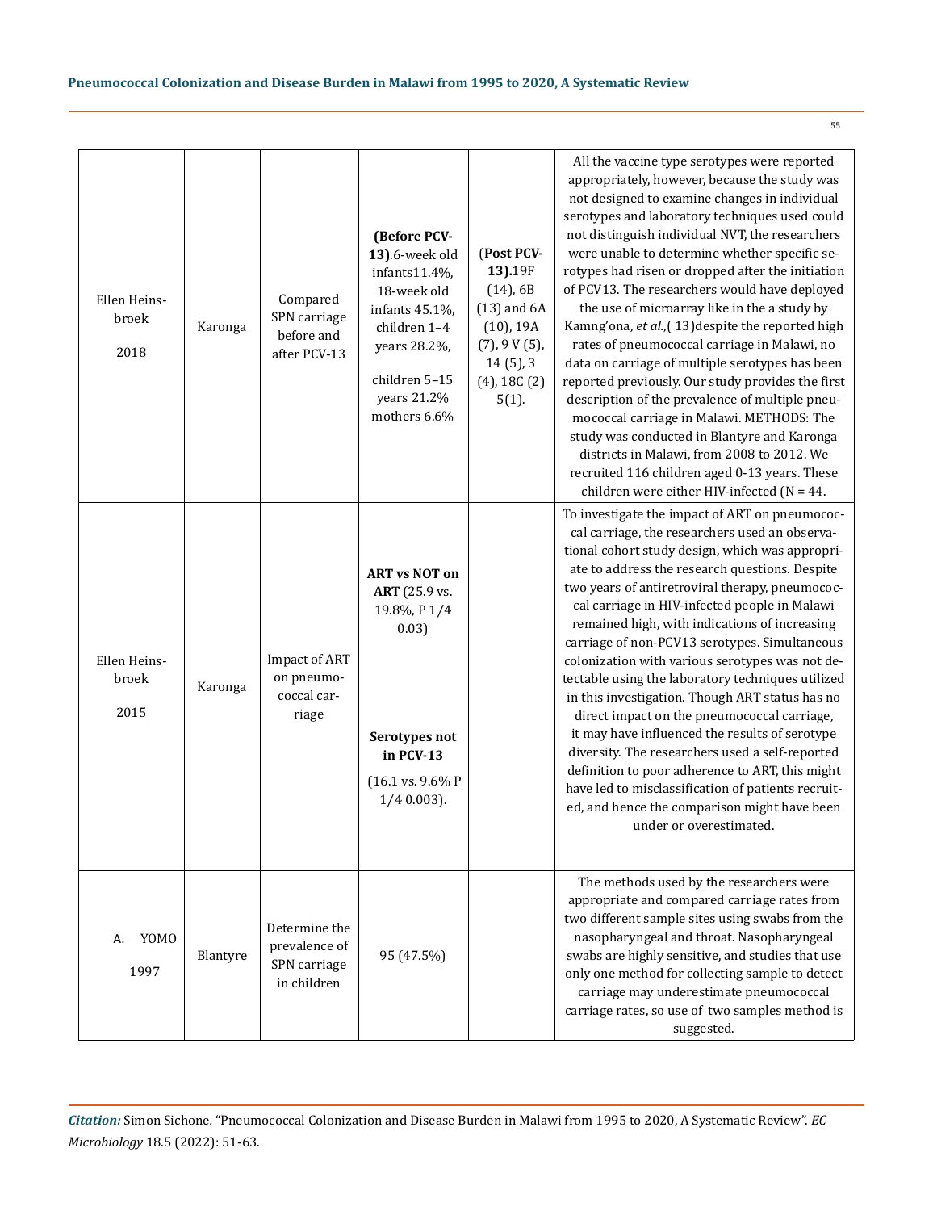| Ellen Heinsbroek 2018 | Karonga | Compared SPN carriage before and after PCV-13 | **(Before PCV-13)**.6-week old infants11.4%, 18-week old infants 45.1%, children 1–4 years 28.2%, children 5–15 years 21.2% mothers 6.6% | (**Post PCV-13).**19F (14), 6B (13) and 6A (10), 19A (7), 9 V (5), 14 (5), 3 (4), 18C (2) 5(1). | All the vaccine type serotypes were reported appropriately, however, because the study was not designed to examine changes in individual serotypes and laboratory techniques used could not distinguish individual NVT, the researchers were unable to determine whether specific serotypes had risen or dropped after the initiation of PCV13. The researchers would have deployed the use of microarray like in a study by Kamng'ona, *et al.*,( 13)despite the reported high rates of pneumococcal carriage in Malawi, no data on carriage of multiple serotypes has been reported previously. Our study provides the first description of the prevalence of multiple pneumococcal carriage in Malawi. METHODS: The study was conducted in Blantyre and Karonga districts in Malawi, from 2008 to 2012. We recruited 116 children aged 0-13 years. These children were either HIV-infected (N = 44. |
|---|---|---|---|---|---|
| Ellen Heinsbroek 2015 | Karonga | Impact of ART on pneumococcal carriage | **ART vs NOT on ART** (25.9 vs. 19.8%, P 1/4 0.03) **Serotypes not in PCV-13** (16.1 vs. 9.6% P 1/4 0.003). | | To investigate the impact of ART on pneumococcal carriage, the researchers used an observational cohort study design, which was appropriate to address the research questions. Despite two years of antiretroviral therapy, pneumococcal carriage in HIV-infected people in Malawi remained high, with indications of increasing carriage of non-PCV13 serotypes. Simultaneous colonization with various serotypes was not detectable using the laboratory techniques utilized in this investigation. Though ART status has no direct impact on the pneumococcal carriage, it may have influenced the results of serotype diversity. The researchers used a self-reported definition to poor adherence to ART, this might have led to misclassification of patients recruited, and hence the comparison might have been under or overestimated. |
| A. YOMO 1997 | Blantyre | Determine the prevalence of SPN carriage in children | 95 (47.5%) | | The methods used by the researchers were appropriate and compared carriage rates from two different sample sites using swabs from the nasopharyngeal and throat. Nasopharyngeal swabs are highly sensitive, and studies that use only one method for collecting sample to detect carriage may underestimate pneumococcal carriage rates, so use of two samples method is suggested. |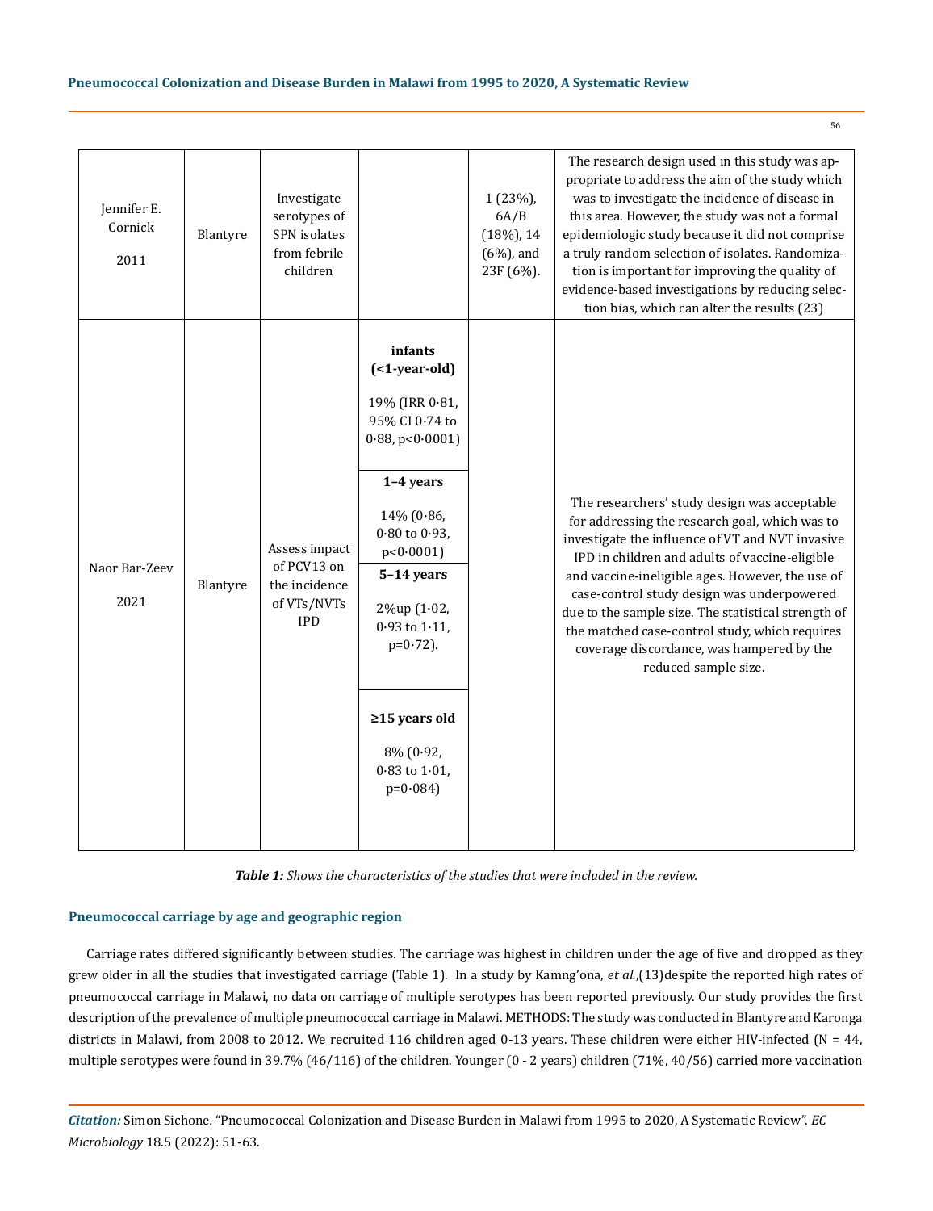| | | | | | |
|---|---|---|---|---|---|
| Jennifer E. Cornick 2011 | Blantyre | Investigate serotypes of SPN isolates from febrile children | | 1 (23%), 6A/B (18%), 14 (6%), and 23F (6%). | The research design used in this study was appropriate to address the aim of the study which was to investigate the incidence of disease in this area. However, the study was not a formal epidemiologic study because it did not comprise a truly random selection of isolates. Randomization is important for improving the quality of evidence-based investigations by reducing selection bias, which can alter the results (23) |
| Naor Bar-Zeev 2021 | Blantyre | Assess impact of PCV13 on the incidence of VTs/NVTs IPD | **infants (<1-year-old)** 19% (IRR 0·81, 95% CI 0·74 to 0·88, p<0·0001) **1–4 years** 14% (0·86, 0·80 to 0·93, p<0·0001) **5–14 years** 2%up (1·02, 0·93 to 1·11, p=0·72). **≥15 years old** 8% (0·92, 0·83 to 1·01, p=0·084) | | The researchers' study design was acceptable for addressing the research goal, which was to investigate the influence of VT and NVT invasive IPD in children and adults of vaccine-eligible and vaccine-ineligible ages. However, the use of case-control study design was underpowered due to the sample size. The statistical strength of the matched case-control study, which requires coverage discordance, was hampered by the reduced sample size. |

***Table 1:*** *Shows the characteristics of the studies that were included in the review.*

### Pneumococcal carriage by age and geographic region

Carriage rates differed significantly between studies. The carriage was highest in children under the age of five and dropped as they grew older in all the studies that investigated carriage (Table 1). In a study by Kamng'ona, *et al.*,(13)despite the reported high rates of pneumococcal carriage in Malawi, no data on carriage of multiple serotypes has been reported previously. Our study provides the first description of the prevalence of multiple pneumococcal carriage in Malawi. METHODS: The study was conducted in Blantyre and Karonga districts in Malawi, from 2008 to 2012. We recruited 116 children aged 0-13 years. These children were either HIV-infected (N = 44, multiple serotypes were found in 39.7% (46/116) of the children. Younger (0 - 2 years) children (71%, 40/56) carried more vaccination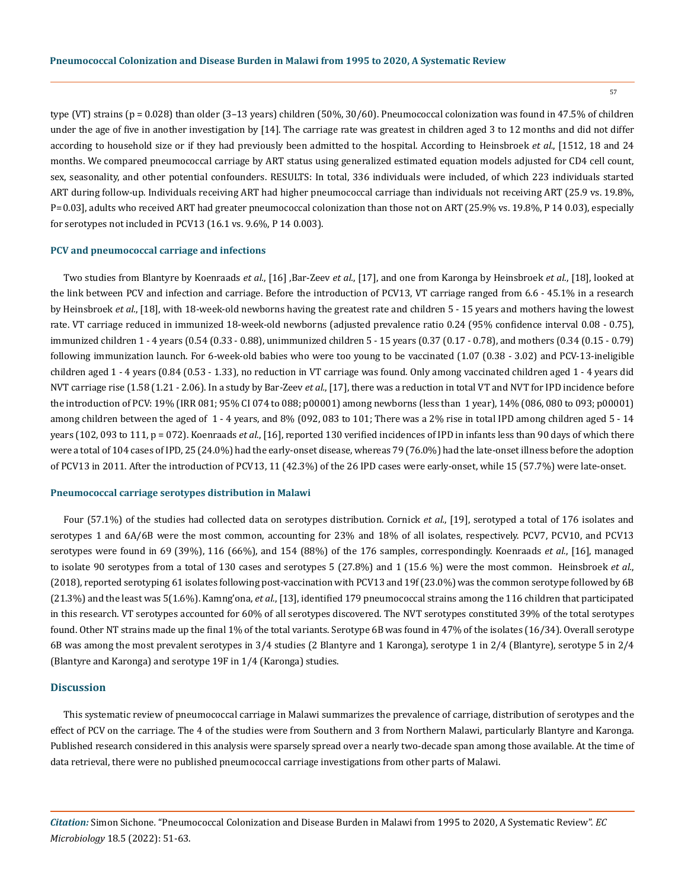type (VT) strains (p = 0.028) than older (3–13 years) children (50%, 30/60). Pneumococcal colonization was found in 47.5% of children under the age of five in another investigation by [14]. The carriage rate was greatest in children aged 3 to 12 months and did not differ according to household size or if they had previously been admitted to the hospital. According to Heinsbroek *et al.*, [1512, 18 and 24 months. We compared pneumococcal carriage by ART status using generalized estimated equation models adjusted for CD4 cell count, sex, seasonality, and other potential confounders. RESULTS: In total, 336 individuals were included, of which 223 individuals started ART during follow-up. Individuals receiving ART had higher pneumococcal carriage than individuals not receiving ART (25.9 vs. 19.8%, P=0.03], adults who received ART had greater pneumococcal colonization than those not on ART (25.9% vs. 19.8%, P 14 0.03), especially for serotypes not included in PCV13 (16.1 vs. 9.6%, P 14 0.003).

### PCV and pneumococcal carriage and infections

Two studies from Blantyre by Koenraads *et al.*, [16] ,Bar-Zeev *et al.*, [17], and one from Karonga by Heinsbroek *et al.*, [18], looked at the link between PCV and infection and carriage. Before the introduction of PCV13, VT carriage ranged from 6.6 - 45.1% in a research by Heinsbroek *et al.*, [18], with 18-week-old newborns having the greatest rate and children 5 - 15 years and mothers having the lowest rate. VT carriage reduced in immunized 18-week-old newborns (adjusted prevalence ratio 0.24 (95% confidence interval 0.08 - 0.75), immunized children 1 - 4 years (0.54 (0.33 - 0.88), unimmunized children 5 - 15 years (0.37 (0.17 - 0.78), and mothers (0.34 (0.15 - 0.79) following immunization launch. For 6-week-old babies who were too young to be vaccinated (1.07 (0.38 - 3.02) and PCV-13-ineligible children aged 1 - 4 years (0.84 (0.53 - 1.33), no reduction in VT carriage was found. Only among vaccinated children aged 1 - 4 years did NVT carriage rise (1.58 (1.21 - 2.06). In a study by Bar-Zeev *et al.*, [17], there was a reduction in total VT and NVT for IPD incidence before the introduction of PCV: 19% (IRR 081; 95% CI 074 to 088; p00001) among newborns (less than 1 year), 14% (086, 080 to 093; p00001) among children between the aged of 1 - 4 years, and 8% (092, 083 to 101; There was a 2% rise in total IPD among children aged 5 - 14 years (102, 093 to 111, p = 072). Koenraads *et al.*, [16], reported 130 verified incidences of IPD in infants less than 90 days of which there were a total of 104 cases of IPD, 25 (24.0%) had the early-onset disease, whereas 79 (76.0%) had the late-onset illness before the adoption of PCV13 in 2011. After the introduction of PCV13, 11 (42.3%) of the 26 IPD cases were early-onset, while 15 (57.7%) were late-onset.

### Pneumococcal carriage serotypes distribution in Malawi

Four (57.1%) of the studies had collected data on serotypes distribution. Cornick *et al.*, [19], serotyped a total of 176 isolates and serotypes 1 and 6A/6B were the most common, accounting for 23% and 18% of all isolates, respectively. PCV7, PCV10, and PCV13 serotypes were found in 69 (39%), 116 (66%), and 154 (88%) of the 176 samples, correspondingly. Koenraads *et al.*, [16], managed to isolate 90 serotypes from a total of 130 cases and serotypes 5 (27.8%) and 1 (15.6 %) were the most common. Heinsbroek *et al.*, (2018), reported serotyping 61 isolates following post-vaccination with PCV13 and 19f (23.0%) was the common serotype followed by 6B (21.3%) and the least was 5(1.6%). Kamng'ona, *et al.*, [13], identified 179 pneumococcal strains among the 116 children that participated in this research. VT serotypes accounted for 60% of all serotypes discovered. The NVT serotypes constituted 39% of the total serotypes found. Other NT strains made up the final 1% of the total variants. Serotype 6B was found in 47% of the isolates (16/34). Overall serotype 6B was among the most prevalent serotypes in 3/4 studies (2 Blantyre and 1 Karonga), serotype 1 in 2/4 (Blantyre), serotype 5 in 2/4 (Blantyre and Karonga) and serotype 19F in 1/4 (Karonga) studies.

## Discussion

This systematic review of pneumococcal carriage in Malawi summarizes the prevalence of carriage, distribution of serotypes and the effect of PCV on the carriage. The 4 of the studies were from Southern and 3 from Northern Malawi, particularly Blantyre and Karonga. Published research considered in this analysis were sparsely spread over a nearly two-decade span among those available. At the time of data retrieval, there were no published pneumococcal carriage investigations from other parts of Malawi.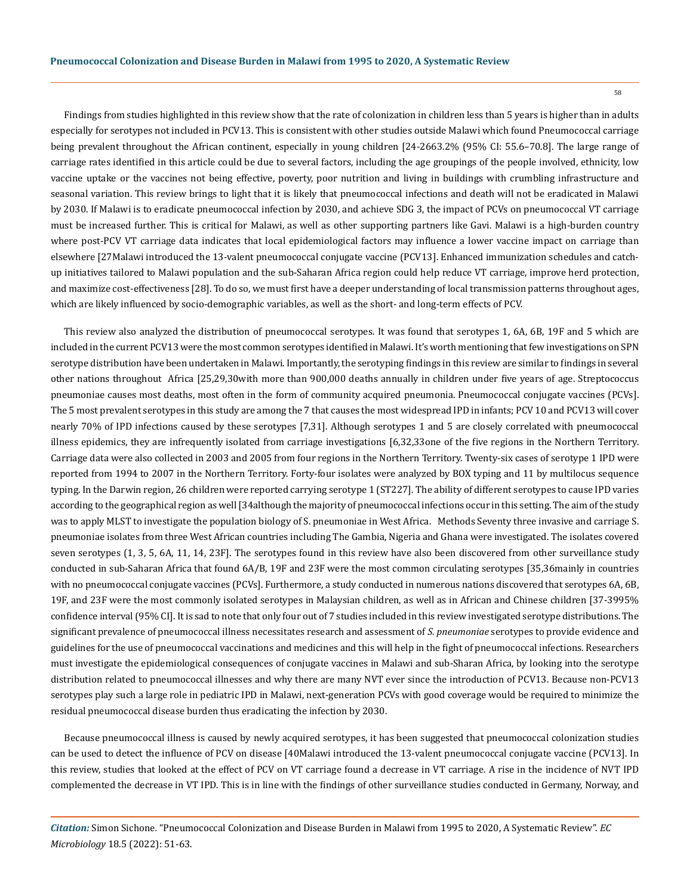Findings from studies highlighted in this review show that the rate of colonization in children less than 5 years is higher than in adults especially for serotypes not included in PCV13. This is consistent with other studies outside Malawi which found Pneumococcal carriage being prevalent throughout the African continent, especially in young children [24-2663.2% (95% CI: 55.6–70.8]. The large range of carriage rates identified in this article could be due to several factors, including the age groupings of the people involved, ethnicity, low vaccine uptake or the vaccines not being effective, poverty, poor nutrition and living in buildings with crumbling infrastructure and seasonal variation. This review brings to light that it is likely that pneumococcal infections and death will not be eradicated in Malawi by 2030. If Malawi is to eradicate pneumococcal infection by 2030, and achieve SDG 3, the impact of PCVs on pneumococcal VT carriage must be increased further. This is critical for Malawi, as well as other supporting partners like Gavi. Malawi is a high-burden country where post-PCV VT carriage data indicates that local epidemiological factors may influence a lower vaccine impact on carriage than elsewhere [27Malawi introduced the 13-valent pneumococcal conjugate vaccine (PCV13]. Enhanced immunization schedules and catch-up initiatives tailored to Malawi population and the sub-Saharan Africa region could help reduce VT carriage, improve herd protection, and maximize cost-effectiveness [28]. To do so, we must first have a deeper understanding of local transmission patterns throughout ages, which are likely influenced by socio-demographic variables, as well as the short- and long-term effects of PCV.

This review also analyzed the distribution of pneumococcal serotypes. It was found that serotypes 1, 6A, 6B, 19F and 5 which are included in the current PCV13 were the most common serotypes identified in Malawi. It's worth mentioning that few investigations on SPN serotype distribution have been undertaken in Malawi. Importantly, the serotyping findings in this review are similar to findings in several other nations throughout Africa [25,29,30with more than 900,000 deaths annually in children under five years of age. Streptococcus pneumoniae causes most deaths, most often in the form of community acquired pneumonia. Pneumococcal conjugate vaccines (PCVs]. The 5 most prevalent serotypes in this study are among the 7 that causes the most widespread IPD in infants; PCV 10 and PCV13 will cover nearly 70% of IPD infections caused by these serotypes [7,31]. Although serotypes 1 and 5 are closely correlated with pneumococcal illness epidemics, they are infrequently isolated from carriage investigations [6,32,33one of the five regions in the Northern Territory. Carriage data were also collected in 2003 and 2005 from four regions in the Northern Territory. Twenty-six cases of serotype 1 IPD were reported from 1994 to 2007 in the Northern Territory. Forty-four isolates were analyzed by BOX typing and 11 by multilocus sequence typing. In the Darwin region, 26 children were reported carrying serotype 1 (ST227]. The ability of different serotypes to cause IPD varies according to the geographical region as well [34although the majority of pneumococcal infections occur in this setting. The aim of the study was to apply MLST to investigate the population biology of S. pneumoniae in West Africa. Methods Seventy three invasive and carriage S. pneumoniae isolates from three West African countries including The Gambia, Nigeria and Ghana were investigated. The isolates covered seven serotypes (1, 3, 5, 6A, 11, 14, 23F]. The serotypes found in this review have also been discovered from other surveillance study conducted in sub-Saharan Africa that found 6A/B, 19F and 23F were the most common circulating serotypes [35,36mainly in countries with no pneumococcal conjugate vaccines (PCVs]. Furthermore, a study conducted in numerous nations discovered that serotypes 6A, 6B, 19F, and 23F were the most commonly isolated serotypes in Malaysian children, as well as in African and Chinese children [37-3995% confidence interval (95% CI]. It is sad to note that only four out of 7 studies included in this review investigated serotype distributions. The significant prevalence of pneumococcal illness necessitates research and assessment of *S. pneumoniae* serotypes to provide evidence and guidelines for the use of pneumococcal vaccinations and medicines and this will help in the fight of pneumococcal infections. Researchers must investigate the epidemiological consequences of conjugate vaccines in Malawi and sub-Sharan Africa, by looking into the serotype distribution related to pneumococcal illnesses and why there are many NVT ever since the introduction of PCV13. Because non-PCV13 serotypes play such a large role in pediatric IPD in Malawi, next-generation PCVs with good coverage would be required to minimize the residual pneumococcal disease burden thus eradicating the infection by 2030.

Because pneumococcal illness is caused by newly acquired serotypes, it has been suggested that pneumococcal colonization studies can be used to detect the influence of PCV on disease [40Malawi introduced the 13-valent pneumococcal conjugate vaccine (PCV13]. In this review, studies that looked at the effect of PCV on VT carriage found a decrease in VT carriage. A rise in the incidence of NVT IPD complemented the decrease in VT IPD. This is in line with the findings of other surveillance studies conducted in Germany, Norway, and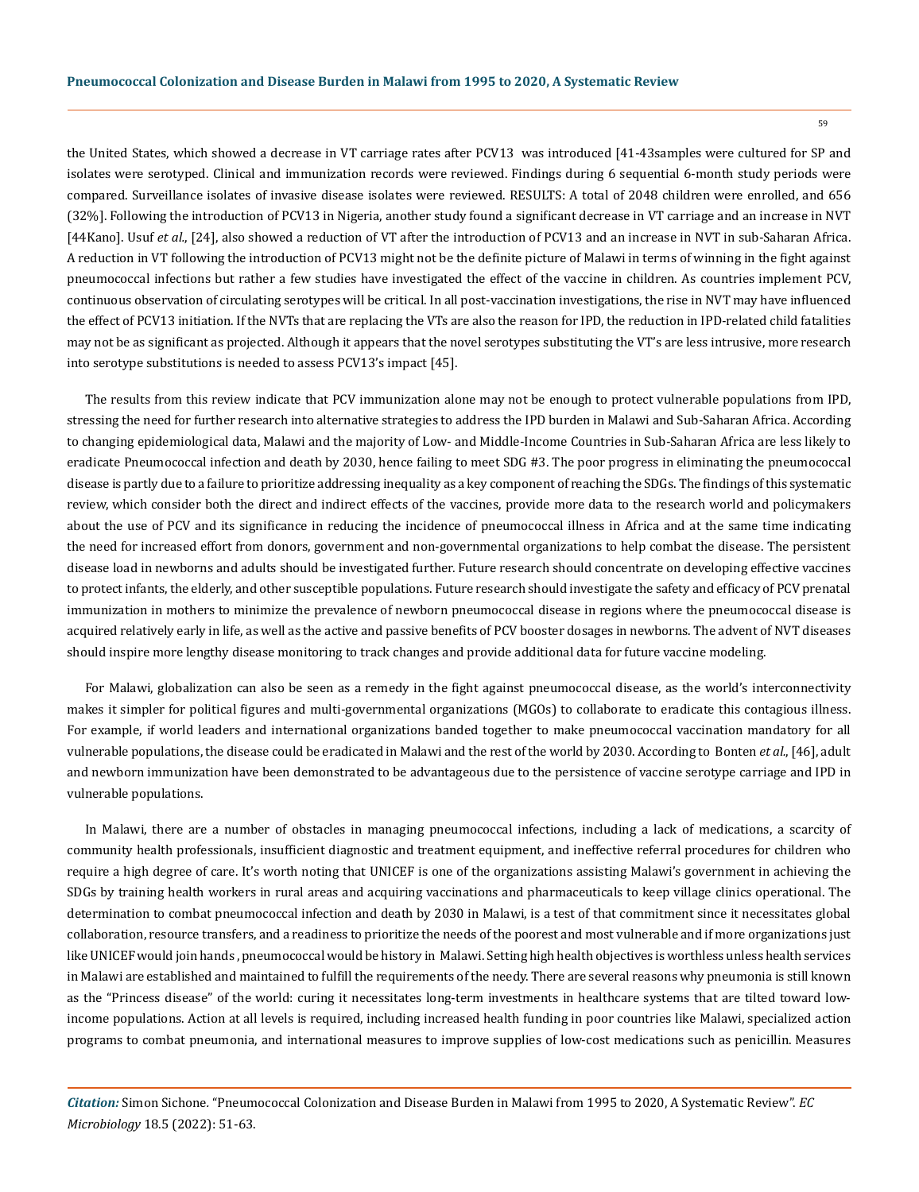the United States, which showed a decrease in VT carriage rates after PCV13 was introduced [41-43samples were cultured for SP and isolates were serotyped. Clinical and immunization records were reviewed. Findings during 6 sequential 6-month study periods were compared. Surveillance isolates of invasive disease isolates were reviewed. RESULTS: A total of 2048 children were enrolled, and 656 (32%]. Following the introduction of PCV13 in Nigeria, another study found a significant decrease in VT carriage and an increase in NVT [44Kano]. Usuf *et al.*, [24], also showed a reduction of VT after the introduction of PCV13 and an increase in NVT in sub-Saharan Africa. A reduction in VT following the introduction of PCV13 might not be the definite picture of Malawi in terms of winning in the fight against pneumococcal infections but rather a few studies have investigated the effect of the vaccine in children. As countries implement PCV, continuous observation of circulating serotypes will be critical. In all post-vaccination investigations, the rise in NVT may have influenced the effect of PCV13 initiation. If the NVTs that are replacing the VTs are also the reason for IPD, the reduction in IPD-related child fatalities may not be as significant as projected. Although it appears that the novel serotypes substituting the VT's are less intrusive, more research into serotype substitutions is needed to assess PCV13's impact [45].

The results from this review indicate that PCV immunization alone may not be enough to protect vulnerable populations from IPD, stressing the need for further research into alternative strategies to address the IPD burden in Malawi and Sub-Saharan Africa. According to changing epidemiological data, Malawi and the majority of Low- and Middle-Income Countries in Sub-Saharan Africa are less likely to eradicate Pneumococcal infection and death by 2030, hence failing to meet SDG #3. The poor progress in eliminating the pneumococcal disease is partly due to a failure to prioritize addressing inequality as a key component of reaching the SDGs. The findings of this systematic review, which consider both the direct and indirect effects of the vaccines, provide more data to the research world and policymakers about the use of PCV and its significance in reducing the incidence of pneumococcal illness in Africa and at the same time indicating the need for increased effort from donors, government and non-governmental organizations to help combat the disease. The persistent disease load in newborns and adults should be investigated further. Future research should concentrate on developing effective vaccines to protect infants, the elderly, and other susceptible populations. Future research should investigate the safety and efficacy of PCV prenatal immunization in mothers to minimize the prevalence of newborn pneumococcal disease in regions where the pneumococcal disease is acquired relatively early in life, as well as the active and passive benefits of PCV booster dosages in newborns. The advent of NVT diseases should inspire more lengthy disease monitoring to track changes and provide additional data for future vaccine modeling.

For Malawi, globalization can also be seen as a remedy in the fight against pneumococcal disease, as the world's interconnectivity makes it simpler for political figures and multi-governmental organizations (MGOs) to collaborate to eradicate this contagious illness. For example, if world leaders and international organizations banded together to make pneumococcal vaccination mandatory for all vulnerable populations, the disease could be eradicated in Malawi and the rest of the world by 2030. According to Bonten *et al.*, [46], adult and newborn immunization have been demonstrated to be advantageous due to the persistence of vaccine serotype carriage and IPD in vulnerable populations.

In Malawi, there are a number of obstacles in managing pneumococcal infections, including a lack of medications, a scarcity of community health professionals, insufficient diagnostic and treatment equipment, and ineffective referral procedures for children who require a high degree of care. It's worth noting that UNICEF is one of the organizations assisting Malawi's government in achieving the SDGs by training health workers in rural areas and acquiring vaccinations and pharmaceuticals to keep village clinics operational. The determination to combat pneumococcal infection and death by 2030 in Malawi, is a test of that commitment since it necessitates global collaboration, resource transfers, and a readiness to prioritize the needs of the poorest and most vulnerable and if more organizations just like UNICEF would join hands , pneumococcal would be history in Malawi. Setting high health objectives is worthless unless health services in Malawi are established and maintained to fulfill the requirements of the needy. There are several reasons why pneumonia is still known as the "Princess disease" of the world: curing it necessitates long-term investments in healthcare systems that are tilted toward low-income populations. Action at all levels is required, including increased health funding in poor countries like Malawi, specialized action programs to combat pneumonia, and international measures to improve supplies of low-cost medications such as penicillin. Measures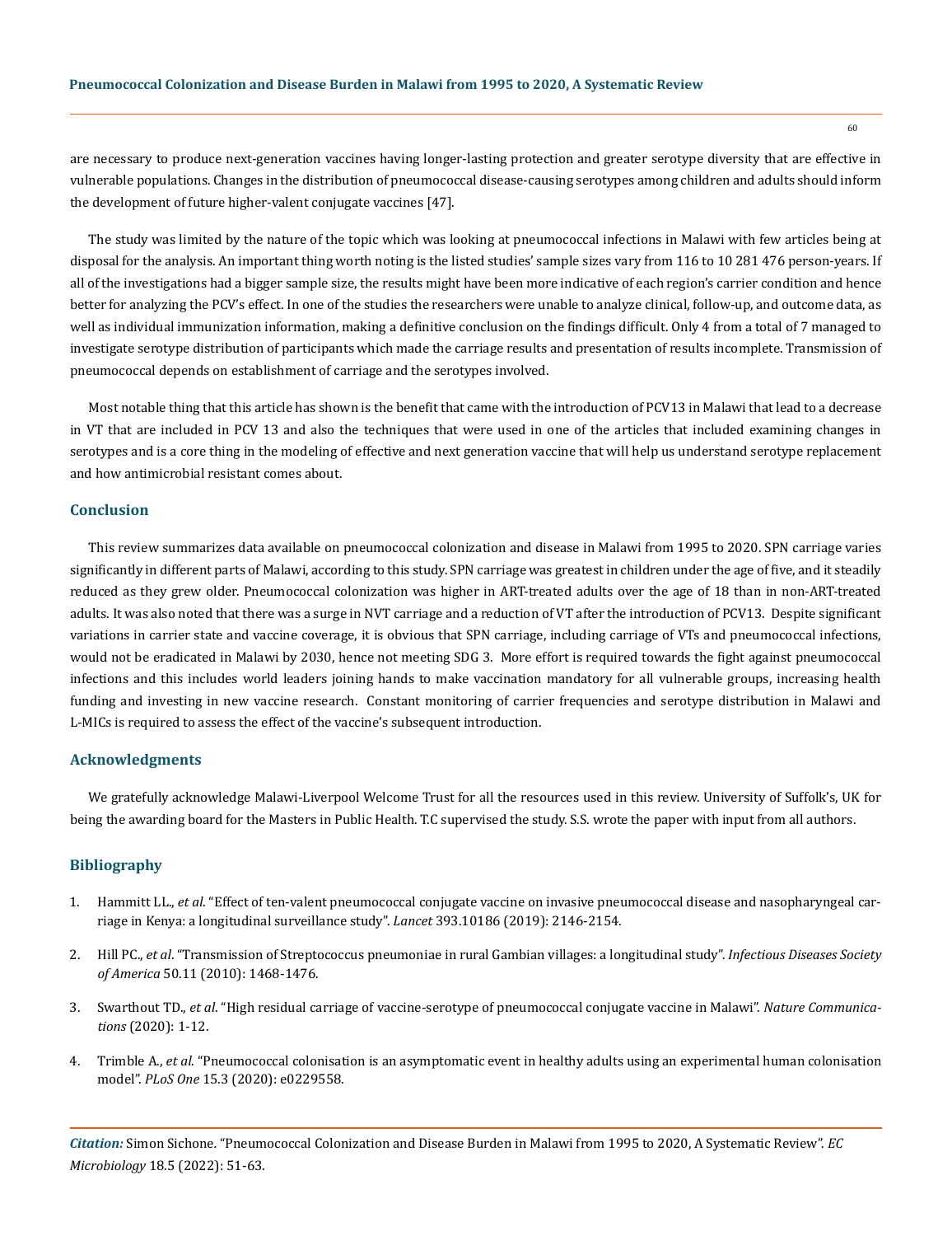are necessary to produce next-generation vaccines having longer-lasting protection and greater serotype diversity that are effective in vulnerable populations. Changes in the distribution of pneumococcal disease-causing serotypes among children and adults should inform the development of future higher-valent conjugate vaccines [47].

The study was limited by the nature of the topic which was looking at pneumococcal infections in Malawi with few articles being at disposal for the analysis. An important thing worth noting is the listed studies' sample sizes vary from 116 to 10 281 476 person-years. If all of the investigations had a bigger sample size, the results might have been more indicative of each region's carrier condition and hence better for analyzing the PCV's effect. In one of the studies the researchers were unable to analyze clinical, follow-up, and outcome data, as well as individual immunization information, making a definitive conclusion on the findings difficult. Only 4 from a total of 7 managed to investigate serotype distribution of participants which made the carriage results and presentation of results incomplete. Transmission of pneumococcal depends on establishment of carriage and the serotypes involved.

Most notable thing that this article has shown is the benefit that came with the introduction of PCV13 in Malawi that lead to a decrease in VT that are included in PCV 13 and also the techniques that were used in one of the articles that included examining changes in serotypes and is a core thing in the modeling of effective and next generation vaccine that will help us understand serotype replacement and how antimicrobial resistant comes about.

## Conclusion

This review summarizes data available on pneumococcal colonization and disease in Malawi from 1995 to 2020. SPN carriage varies significantly in different parts of Malawi, according to this study. SPN carriage was greatest in children under the age of five, and it steadily reduced as they grew older. Pneumococcal colonization was higher in ART-treated adults over the age of 18 than in non-ART-treated adults. It was also noted that there was a surge in NVT carriage and a reduction of VT after the introduction of PCV13. Despite significant variations in carrier state and vaccine coverage, it is obvious that SPN carriage, including carriage of VTs and pneumococcal infections, would not be eradicated in Malawi by 2030, hence not meeting SDG 3. More effort is required towards the fight against pneumococcal infections and this includes world leaders joining hands to make vaccination mandatory for all vulnerable groups, increasing health funding and investing in new vaccine research. Constant monitoring of carrier frequencies and serotype distribution in Malawi and L-MICs is required to assess the effect of the vaccine's subsequent introduction.

## Acknowledgments

We gratefully acknowledge Malawi-Liverpool Welcome Trust for all the resources used in this review. University of Suffolk's, UK for being the awarding board for the Masters in Public Health. T.C supervised the study. S.S. wrote the paper with input from all authors.

## Bibliography

1. Hammitt LL., *et al*. "Effect of ten-valent pneumococcal conjugate vaccine on invasive pneumococcal disease and nasopharyngeal carriage in Kenya: a longitudinal surveillance study". *Lancet* 393.10186 (2019): 2146-2154.
2. Hill PC., *et al*. "Transmission of Streptococcus pneumoniae in rural Gambian villages: a longitudinal study". *Infectious Diseases Society of America* 50.11 (2010): 1468-1476.
3. Swarthout TD., *et al*. "High residual carriage of vaccine-serotype of pneumococcal conjugate vaccine in Malawi". *Nature Communications* (2020): 1-12.
4. Trimble A., *et al*. "Pneumococcal colonisation is an asymptomatic event in healthy adults using an experimental human colonisation model". *PLoS One* 15.3 (2020): e0229558.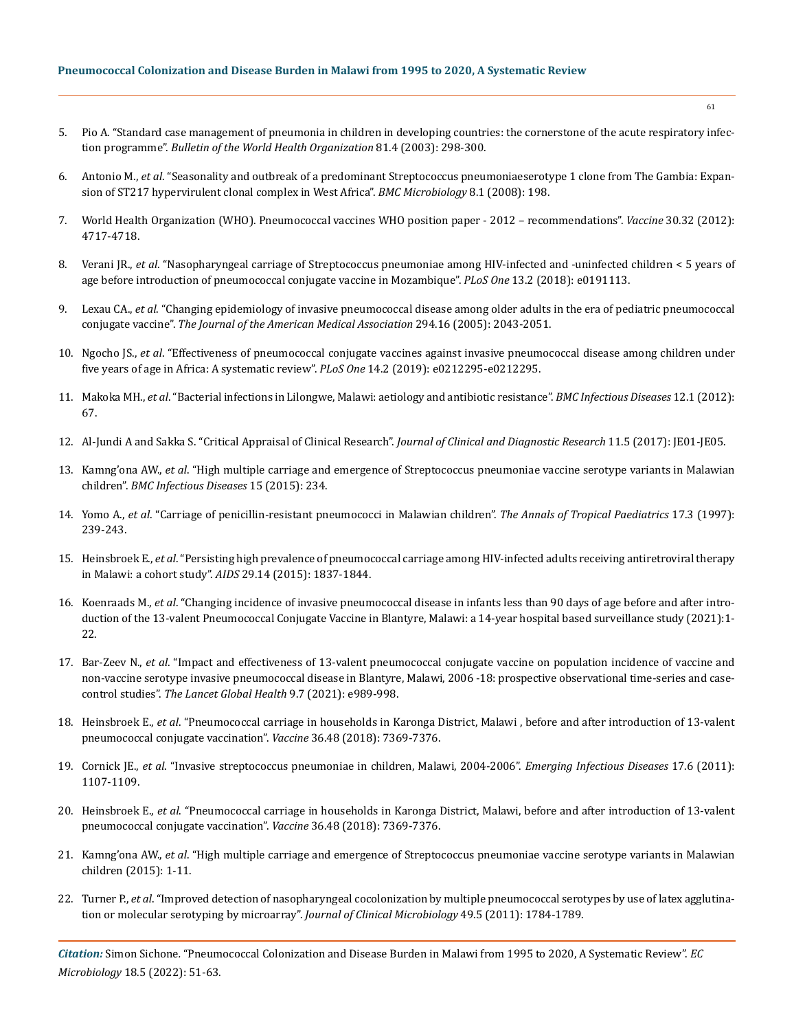5. Pio A. "Standard case management of pneumonia in children in developing countries: the cornerstone of the acute respiratory infection programme". *Bulletin of the World Health Organization* 81.4 (2003): 298-300.

6. Antonio M., *et al*. "Seasonality and outbreak of a predominant Streptococcus pneumoniaeserotype 1 clone from The Gambia: Expansion of ST217 hypervirulent clonal complex in West Africa". *BMC Microbiology* 8.1 (2008): 198.

7. World Health Organization (WHO). Pneumococcal vaccines WHO position paper - 2012 – recommendations". *Vaccine* 30.32 (2012): 4717-4718.

8. Verani JR., *et al*. "Nasopharyngeal carriage of Streptococcus pneumoniae among HIV-infected and -uninfected children < 5 years of age before introduction of pneumococcal conjugate vaccine in Mozambique". *PLoS One* 13.2 (2018): e0191113.

9. Lexau CA., *et al*. "Changing epidemiology of invasive pneumococcal disease among older adults in the era of pediatric pneumococcal conjugate vaccine". *The Journal of the American Medical Association* 294.16 (2005): 2043-2051.

10. Ngocho JS., *et al*. "Effectiveness of pneumococcal conjugate vaccines against invasive pneumococcal disease among children under five years of age in Africa: A systematic review". *PLoS One* 14.2 (2019): e0212295-e0212295.

11. Makoka MH., *et al*. "Bacterial infections in Lilongwe, Malawi: aetiology and antibiotic resistance". *BMC Infectious Diseases* 12.1 (2012): 67.

12. Al-Jundi A and Sakka S. "Critical Appraisal of Clinical Research". *Journal of Clinical and Diagnostic Research* 11.5 (2017): JE01-JE05.

13. Kamng'ona AW., *et al*. "High multiple carriage and emergence of Streptococcus pneumoniae vaccine serotype variants in Malawian children". *BMC Infectious Diseases* 15 (2015): 234.

14. Yomo A., *et al*. "Carriage of penicillin-resistant pneumococci in Malawian children". *The Annals of Tropical Paediatrics* 17.3 (1997): 239-243.

15. Heinsbroek E., *et al*. "Persisting high prevalence of pneumococcal carriage among HIV-infected adults receiving antiretroviral therapy in Malawi: a cohort study". *AIDS* 29.14 (2015): 1837-1844.

16. Koenraads M., *et al*. "Changing incidence of invasive pneumococcal disease in infants less than 90 days of age before and after introduction of the 13-valent Pneumococcal Conjugate Vaccine in Blantyre, Malawi: a 14-year hospital based surveillance study (2021):1-22.

17. Bar-Zeev N., *et al*. "Impact and effectiveness of 13-valent pneumococcal conjugate vaccine on population incidence of vaccine and non-vaccine serotype invasive pneumococcal disease in Blantyre, Malawi, 2006 -18: prospective observational time-series and case-control studies". *The Lancet Global Health* 9.7 (2021): e989-998.

18. Heinsbroek E., *et al*. "Pneumococcal carriage in households in Karonga District, Malawi , before and after introduction of 13-valent pneumococcal conjugate vaccination". *Vaccine* 36.48 (2018): 7369-7376.

19. Cornick JE., *et al*. "Invasive streptococcus pneumoniae in children, Malawi, 2004-2006". *Emerging Infectious Diseases* 17.6 (2011): 1107-1109.

20. Heinsbroek E., *et al*. "Pneumococcal carriage in households in Karonga District, Malawi, before and after introduction of 13-valent pneumococcal conjugate vaccination". *Vaccine* 36.48 (2018): 7369-7376.

21. Kamng'ona AW., *et al*. "High multiple carriage and emergence of Streptococcus pneumoniae vaccine serotype variants in Malawian children (2015): 1-11.

22. Turner P., *et al*. "Improved detection of nasopharyngeal cocolonization by multiple pneumococcal serotypes by use of latex agglutination or molecular serotyping by microarray". *Journal of Clinical Microbiology* 49.5 (2011): 1784-1789.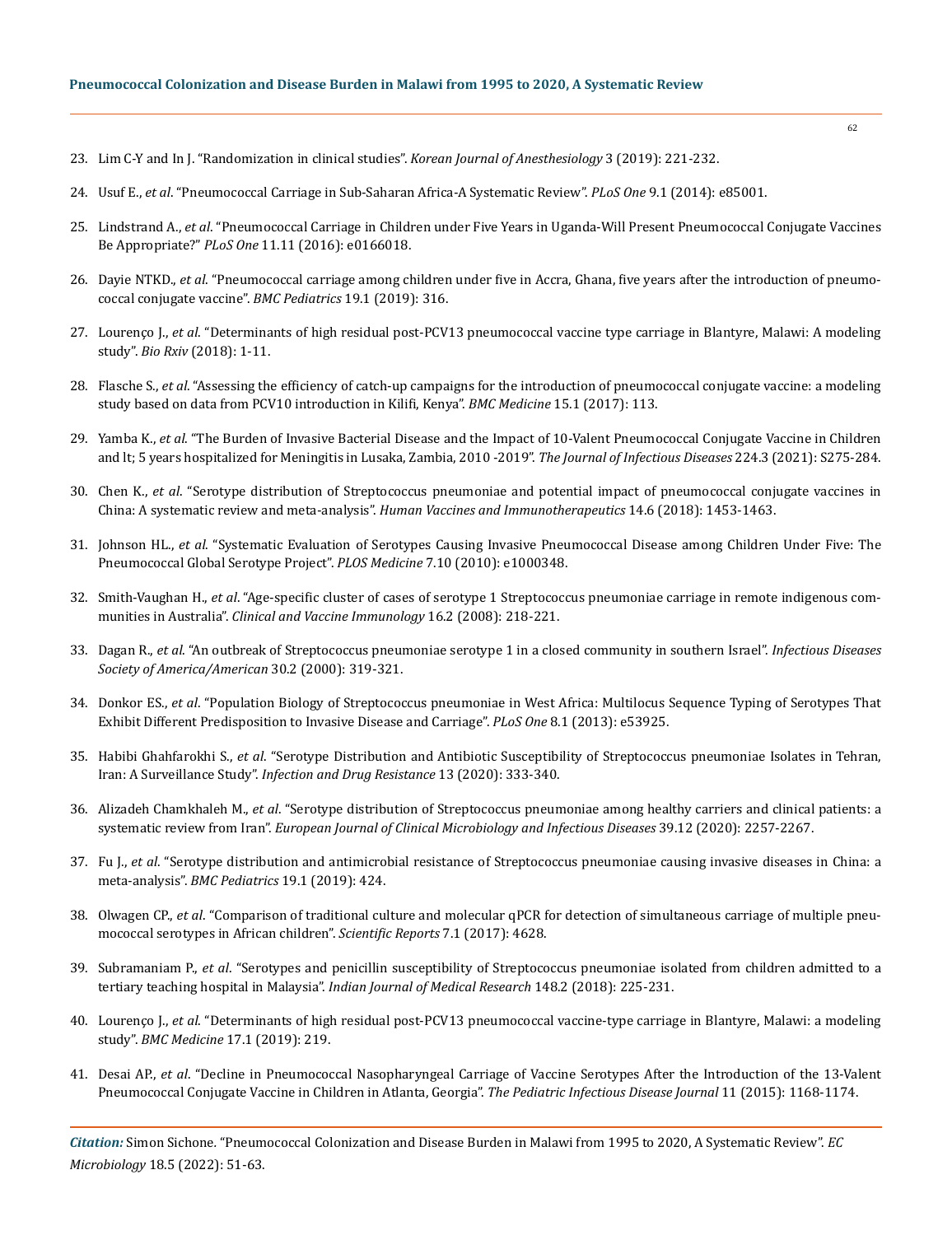23. Lim C-Y and In J. "Randomization in clinical studies". *Korean Journal of Anesthesiology* 3 (2019): 221-232.

24. Usuf E., *et al*. "Pneumococcal Carriage in Sub-Saharan Africa-A Systematic Review". *PLoS One* 9.1 (2014): e85001.

25. Lindstrand A., *et al*. "Pneumococcal Carriage in Children under Five Years in Uganda-Will Present Pneumococcal Conjugate Vaccines Be Appropriate?" *PLoS One* 11.11 (2016): e0166018.

26. Dayie NTKD., *et al*. "Pneumococcal carriage among children under five in Accra, Ghana, five years after the introduction of pneumococcal conjugate vaccine". *BMC Pediatrics* 19.1 (2019): 316.

27. Lourenço J., *et al*. "Determinants of high residual post-PCV13 pneumococcal vaccine type carriage in Blantyre, Malawi: A modeling study". *Bio Rxiv* (2018): 1-11.

28. Flasche S., *et al*. "Assessing the efficiency of catch-up campaigns for the introduction of pneumococcal conjugate vaccine: a modeling study based on data from PCV10 introduction in Kilifi, Kenya". *BMC Medicine* 15.1 (2017): 113.

29. Yamba K., *et al*. "The Burden of Invasive Bacterial Disease and the Impact of 10-Valent Pneumococcal Conjugate Vaccine in Children and lt; 5 years hospitalized for Meningitis in Lusaka, Zambia, 2010 -2019". *The Journal of Infectious Diseases* 224.3 (2021): S275-284.

30. Chen K., *et al*. "Serotype distribution of Streptococcus pneumoniae and potential impact of pneumococcal conjugate vaccines in China: A systematic review and meta-analysis". *Human Vaccines and Immunotherapeutics* 14.6 (2018): 1453-1463.

31. Johnson HL., *et al*. "Systematic Evaluation of Serotypes Causing Invasive Pneumococcal Disease among Children Under Five: The Pneumococcal Global Serotype Project". *PLOS Medicine* 7.10 (2010): e1000348.

32. Smith-Vaughan H., *et al*. "Age-specific cluster of cases of serotype 1 Streptococcus pneumoniae carriage in remote indigenous communities in Australia". *Clinical and Vaccine Immunology* 16.2 (2008): 218-221.

33. Dagan R., *et al*. "An outbreak of Streptococcus pneumoniae serotype 1 in a closed community in southern Israel". *Infectious Diseases Society of America/American* 30.2 (2000): 319-321.

34. Donkor ES., *et al*. "Population Biology of Streptococcus pneumoniae in West Africa: Multilocus Sequence Typing of Serotypes That Exhibit Different Predisposition to Invasive Disease and Carriage". *PLoS One* 8.1 (2013): e53925.

35. Habibi Ghahfarokhi S., *et al*. "Serotype Distribution and Antibiotic Susceptibility of Streptococcus pneumoniae Isolates in Tehran, Iran: A Surveillance Study". *Infection and Drug Resistance* 13 (2020): 333-340.

36. Alizadeh Chamkhaleh M., *et al*. "Serotype distribution of Streptococcus pneumoniae among healthy carriers and clinical patients: a systematic review from Iran". *European Journal of Clinical Microbiology and Infectious Diseases* 39.12 (2020): 2257-2267.

37. Fu J., *et al*. "Serotype distribution and antimicrobial resistance of Streptococcus pneumoniae causing invasive diseases in China: a meta-analysis". *BMC Pediatrics* 19.1 (2019): 424.

38. Olwagen CP., *et al*. "Comparison of traditional culture and molecular qPCR for detection of simultaneous carriage of multiple pneumococcal serotypes in African children". *Scientific Reports* 7.1 (2017): 4628.

39. Subramaniam P., *et al*. "Serotypes and penicillin susceptibility of Streptococcus pneumoniae isolated from children admitted to a tertiary teaching hospital in Malaysia". *Indian Journal of Medical Research* 148.2 (2018): 225-231.

40. Lourenço J., *et al*. "Determinants of high residual post-PCV13 pneumococcal vaccine-type carriage in Blantyre, Malawi: a modeling study". *BMC Medicine* 17.1 (2019): 219.

41. Desai AP., *et al*. "Decline in Pneumococcal Nasopharyngeal Carriage of Vaccine Serotypes After the Introduction of the 13-Valent Pneumococcal Conjugate Vaccine in Children in Atlanta, Georgia". *The Pediatric Infectious Disease Journal* 11 (2015): 1168-1174.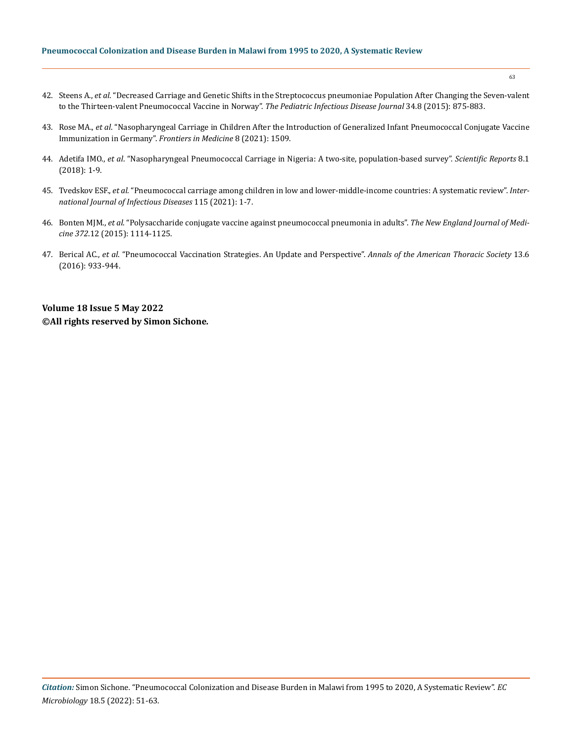42. Steens A., *et al*. "Decreased Carriage and Genetic Shifts in the Streptococcus pneumoniae Population After Changing the Seven-valent to the Thirteen-valent Pneumococcal Vaccine in Norway". *The Pediatric Infectious Disease Journal* 34.8 (2015): 875-883.

43. Rose MA., *et al*. "Nasopharyngeal Carriage in Children After the Introduction of Generalized Infant Pneumococcal Conjugate Vaccine Immunization in Germany". *Frontiers in Medicine* 8 (2021): 1509.

44. Adetifa IMO., *et al*. "Nasopharyngeal Pneumococcal Carriage in Nigeria: A two-site, population-based survey". *Scientific Reports* 8.1 (2018): 1-9.

45. Tvedskov ESF., *et al*. "Pneumococcal carriage among children in low and lower-middle-income countries: A systematic review". *International Journal of Infectious Diseases* 115 (2021): 1-7.

46. Bonten MJM., *et al*. "Polysaccharide conjugate vaccine against pneumococcal pneumonia in adults". *The New England Journal of Medicine 372*.12 (2015): 1114-1125.

47. Berical AC., *et al*. "Pneumococcal Vaccination Strategies. An Update and Perspective". *Annals of the American Thoracic Society* 13.6 (2016): 933-944.

**Volume 18 Issue 5 May 2022**
**©All rights reserved by Simon Sichone.**